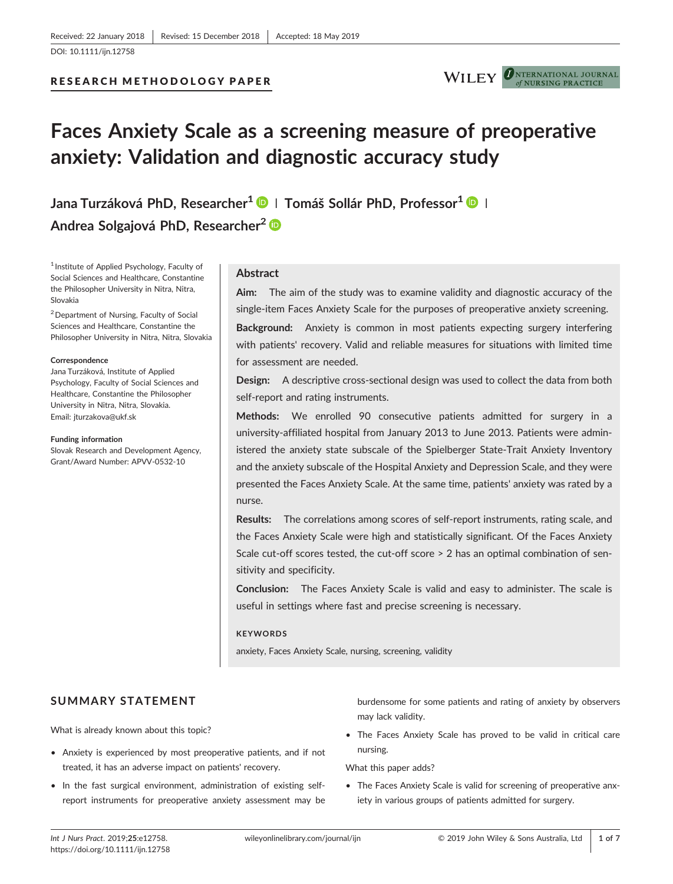Received: 22 January 2018 | Revised: 15 December 2018 | Accepted: 18 May 2019

DOI: 10.1111/ijn.12758

RESEARCH METHODOLOGY PAPER

# Faces Anxiety Scale as a screening measure of preoperative anxiety: Validation and diagnostic accuracy study

Jana Turzáková PhD, Researcher[1] | Tomáš Sollár PhD, Professor[1] | Andrea Solgajová PhD, Researcher[2]

[1] Institute of Applied Psychology, Faculty of Social Sciences and Healthcare, Constantine the Philosopher University in Nitra, Nitra, Slovakia

[2] Department of Nursing, Faculty of Social Sciences and Healthcare, Constantine the Philosopher University in Nitra, Nitra, Slovakia

**Correspondence**
Jana Turzáková, Institute of Applied Psychology, Faculty of Social Sciences and Healthcare, Constantine the Philosopher University in Nitra, Nitra, Slovakia.
Email: jturzakova@ukf.sk

**Funding information**
Slovak Research and Development Agency, Grant/Award Number: APVV-0532-10

## Abstract

**Aim:** The aim of the study was to examine validity and diagnostic accuracy of the single-item Faces Anxiety Scale for the purposes of preoperative anxiety screening.

**Background:** Anxiety is common in most patients expecting surgery interfering with patients' recovery. Valid and reliable measures for situations with limited time for assessment are needed.

**Design:** A descriptive cross-sectional design was used to collect the data from both self-report and rating instruments.

**Methods:** We enrolled 90 consecutive patients admitted for surgery in a university-affiliated hospital from January 2013 to June 2013. Patients were administered the anxiety state subscale of the Spielberger State-Trait Anxiety Inventory and the anxiety subscale of the Hospital Anxiety and Depression Scale, and they were presented the Faces Anxiety Scale. At the same time, patients' anxiety was rated by a nurse.

**Results:** The correlations among scores of self-report instruments, rating scale, and the Faces Anxiety Scale were high and statistically significant. Of the Faces Anxiety Scale cut-off scores tested, the cut-off score > 2 has an optimal combination of sensitivity and specificity.

**Conclusion:** The Faces Anxiety Scale is valid and easy to administer. The scale is useful in settings where fast and precise screening is necessary.

**KEYWORDS**

anxiety, Faces Anxiety Scale, nursing, screening, validity

## SUMMARY STATEMENT

What is already known about this topic?

- Anxiety is experienced by most preoperative patients, and if not treated, it has an adverse impact on patients' recovery.
- In the fast surgical environment, administration of existing self-report instruments for preoperative anxiety assessment may be burdensome for some patients and rating of anxiety by observers may lack validity.
- The Faces Anxiety Scale has proved to be valid in critical care nursing.

What this paper adds?

- The Faces Anxiety Scale is valid for screening of preoperative anxiety in various groups of patients admitted for surgery.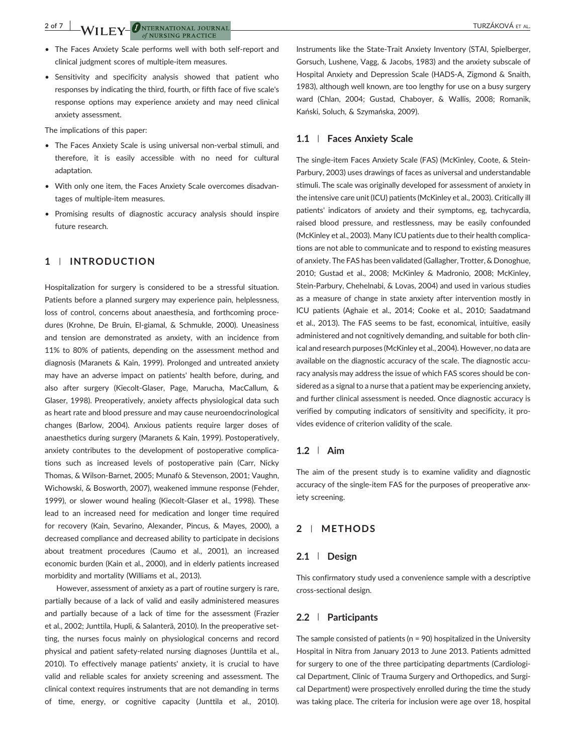- The Faces Anxiety Scale performs well with both self-report and clinical judgment scores of multiple-item measures.
- Sensitivity and specificity analysis showed that patient who responses by indicating the third, fourth, or fifth face of five scale's response options may experience anxiety and may need clinical anxiety assessment.

The implications of this paper:

- The Faces Anxiety Scale is using universal non-verbal stimuli, and therefore, it is easily accessible with no need for cultural adaptation.
- With only one item, the Faces Anxiety Scale overcomes disadvantages of multiple-item measures.
- Promising results of diagnostic accuracy analysis should inspire future research.

## 1 | INTRODUCTION

Hospitalization for surgery is considered to be a stressful situation. Patients before a planned surgery may experience pain, helplessness, loss of control, concerns about anaesthesia, and forthcoming procedures (Krohne, De Bruin, El-giamal, & Schmukle, 2000). Uneasiness and tension are demonstrated as anxiety, with an incidence from 11% to 80% of patients, depending on the assessment method and diagnosis (Maranets & Kain, 1999). Prolonged and untreated anxiety may have an adverse impact on patients' health before, during, and also after surgery (Kiecolt-Glaser, Page, Marucha, MacCallum, & Glaser, 1998). Preoperatively, anxiety affects physiological data such as heart rate and blood pressure and may cause neuroendocrinological changes (Barlow, 2004). Anxious patients require larger doses of anaesthetics during surgery (Maranets & Kain, 1999). Postoperatively, anxiety contributes to the development of postoperative complications such as increased levels of postoperative pain (Carr, Nicky Thomas, & Wilson-Barnet, 2005; Munafò & Stevenson, 2001; Vaughn, Wichowski, & Bosworth, 2007), weakened immune response (Fehder, 1999), or slower wound healing (Kiecolt-Glaser et al., 1998). These lead to an increased need for medication and longer time required for recovery (Kain, Sevarino, Alexander, Pincus, & Mayes, 2000), a decreased compliance and decreased ability to participate in decisions about treatment procedures (Caumo et al., 2001), an increased economic burden (Kain et al., 2000), and in elderly patients increased morbidity and mortality (Williams et al., 2013).

However, assessment of anxiety as a part of routine surgery is rare, partially because of a lack of valid and easily administered measures and partially because of a lack of time for the assessment (Frazier et al., 2002; Junttila, Hupli, & Salanterä, 2010). In the preoperative setting, the nurses focus mainly on physiological concerns and record physical and patient safety-related nursing diagnoses (Junttila et al., 2010). To effectively manage patients' anxiety, it is crucial to have valid and reliable scales for anxiety screening and assessment. The clinical context requires instruments that are not demanding in terms of time, energy, or cognitive capacity (Junttila et al., 2010). Instruments like the State-Trait Anxiety Inventory (STAI, Spielberger, Gorsuch, Lushene, Vagg, & Jacobs, 1983) and the anxiety subscale of Hospital Anxiety and Depression Scale (HADS-A, Zigmond & Snaith, 1983), although well known, are too lengthy for use on a busy surgery ward (Chlan, 2004; Gustad, Chaboyer, & Wallis, 2008; Romanik, Kański, Soluch, & Szymańska, 2009).

### 1.1 | Faces Anxiety Scale

The single-item Faces Anxiety Scale (FAS) (McKinley, Coote, & Stein-Parbury, 2003) uses drawings of faces as universal and understandable stimuli. The scale was originally developed for assessment of anxiety in the intensive care unit (ICU) patients (McKinley et al., 2003). Critically ill patients' indicators of anxiety and their symptoms, eg, tachycardia, raised blood pressure, and restlessness, may be easily confounded (McKinley et al., 2003). Many ICU patients due to their health complications are not able to communicate and to respond to existing measures of anxiety. The FAS has been validated (Gallagher, Trotter, & Donoghue, 2010; Gustad et al., 2008; McKinley & Madronio, 2008; McKinley, Stein-Parbury, Chehelnabi, & Lovas, 2004) and used in various studies as a measure of change in state anxiety after intervention mostly in ICU patients (Aghaie et al., 2014; Cooke et al., 2010; Saadatmand et al., 2013). The FAS seems to be fast, economical, intuitive, easily administered and not cognitively demanding, and suitable for both clinical and research purposes (McKinley et al., 2004). However, no data are available on the diagnostic accuracy of the scale. The diagnostic accuracy analysis may address the issue of which FAS scores should be considered as a signal to a nurse that a patient may be experiencing anxiety, and further clinical assessment is needed. Once diagnostic accuracy is verified by computing indicators of sensitivity and specificity, it provides evidence of criterion validity of the scale.

### 1.2 | Aim

The aim of the present study is to examine validity and diagnostic accuracy of the single-item FAS for the purposes of preoperative anxiety screening.

## 2 | METHODS

### 2.1 | Design

This confirmatory study used a convenience sample with a descriptive cross-sectional design.

### 2.2 | Participants

The sample consisted of patients (n = 90) hospitalized in the University Hospital in Nitra from January 2013 to June 2013. Patients admitted for surgery to one of the three participating departments (Cardiological Department, Clinic of Trauma Surgery and Orthopedics, and Surgical Department) were prospectively enrolled during the time the study was taking place. The criteria for inclusion were age over 18, hospital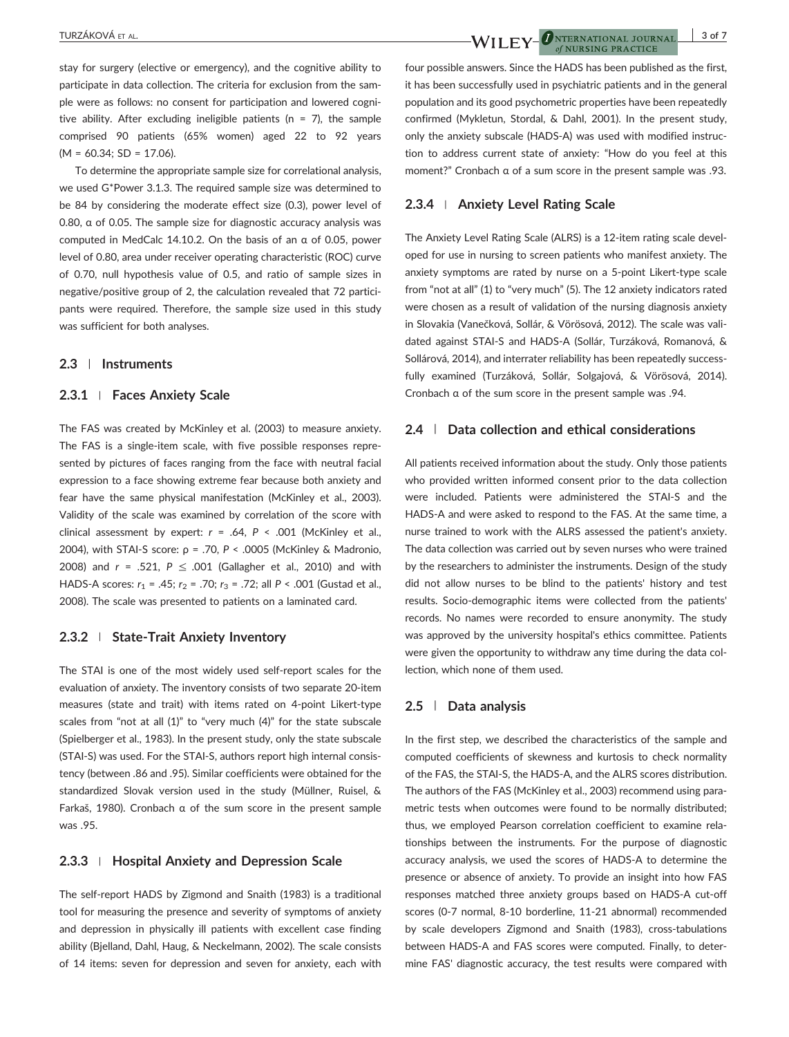stay for surgery (elective or emergency), and the cognitive ability to participate in data collection. The criteria for exclusion from the sample were as follows: no consent for participation and lowered cognitive ability. After excluding ineligible patients (n = 7), the sample comprised 90 patients (65% women) aged 22 to 92 years (M = 60.34; SD = 17.06).

To determine the appropriate sample size for correlational analysis, we used G*Power 3.1.3. The required sample size was determined to be 84 by considering the moderate effect size (0.3), power level of 0.80, α of 0.05. The sample size for diagnostic accuracy analysis was computed in MedCalc 14.10.2. On the basis of an α of 0.05, power level of 0.80, area under receiver operating characteristic (ROC) curve of 0.70, null hypothesis value of 0.5, and ratio of sample sizes in negative/positive group of 2, the calculation revealed that 72 participants were required. Therefore, the sample size used in this study was sufficient for both analyses.

## 2.3 | Instruments

### 2.3.1 | Faces Anxiety Scale

The FAS was created by McKinley et al. (2003) to measure anxiety. The FAS is a single-item scale, with five possible responses represented by pictures of faces ranging from the face with neutral facial expression to a face showing extreme fear because both anxiety and fear have the same physical manifestation (McKinley et al., 2003). Validity of the scale was examined by correlation of the score with clinical assessment by expert: $r$ = .64, $P$ < .001 (McKinley et al., 2004), with STAI-S score: ρ = .70, $P$ < .0005 (McKinley & Madronio, 2008) and $r$ = .521, $P \leq$ .001 (Gallagher et al., 2010) and with HADS-A scores: $r_1$ = .45; $r_2$ = .70; $r_3$ = .72; all $P$ < .001 (Gustad et al., 2008). The scale was presented to patients on a laminated card.

### 2.3.2 | State-Trait Anxiety Inventory

The STAI is one of the most widely used self-report scales for the evaluation of anxiety. The inventory consists of two separate 20-item measures (state and trait) with items rated on 4-point Likert-type scales from "not at all (1)" to "very much (4)" for the state subscale (Spielberger et al., 1983). In the present study, only the state subscale (STAI-S) was used. For the STAI-S, authors report high internal consistency (between .86 and .95). Similar coefficients were obtained for the standardized Slovak version used in the study (Müllner, Ruisel, & Farkaš, 1980). Cronbach α of the sum score in the present sample was .95.

### 2.3.3 | Hospital Anxiety and Depression Scale

The self-report HADS by Zigmond and Snaith (1983) is a traditional tool for measuring the presence and severity of symptoms of anxiety and depression in physically ill patients with excellent case finding ability (Bjelland, Dahl, Haug, & Neckelmann, 2002). The scale consists of 14 items: seven for depression and seven for anxiety, each with four possible answers. Since the HADS has been published as the first, it has been successfully used in psychiatric patients and in the general population and its good psychometric properties have been repeatedly confirmed (Mykletun, Stordal, & Dahl, 2001). In the present study, only the anxiety subscale (HADS-A) was used with modified instruction to address current state of anxiety: "How do you feel at this moment?" Cronbach α of a sum score in the present sample was .93.

### 2.3.4 | Anxiety Level Rating Scale

The Anxiety Level Rating Scale (ALRS) is a 12-item rating scale developed for use in nursing to screen patients who manifest anxiety. The anxiety symptoms are rated by nurse on a 5-point Likert-type scale from "not at all" (1) to "very much" (5). The 12 anxiety indicators rated were chosen as a result of validation of the nursing diagnosis anxiety in Slovakia (Vanečková, Sollár, & Vörösová, 2012). The scale was validated against STAI-S and HADS-A (Sollár, Turzáková, Romanová, & Sollárová, 2014), and interrater reliability has been repeatedly successfully examined (Turzáková, Sollár, Solgajová, & Vörösová, 2014). Cronbach α of the sum score in the present sample was .94.

## 2.4 | Data collection and ethical considerations

All patients received information about the study. Only those patients who provided written informed consent prior to the data collection were included. Patients were administered the STAI-S and the HADS-A and were asked to respond to the FAS. At the same time, a nurse trained to work with the ALRS assessed the patient's anxiety. The data collection was carried out by seven nurses who were trained by the researchers to administer the instruments. Design of the study did not allow nurses to be blind to the patients' history and test results. Socio-demographic items were collected from the patients' records. No names were recorded to ensure anonymity. The study was approved by the university hospital's ethics committee. Patients were given the opportunity to withdraw any time during the data collection, which none of them used.

## 2.5 | Data analysis

In the first step, we described the characteristics of the sample and computed coefficients of skewness and kurtosis to check normality of the FAS, the STAI-S, the HADS-A, and the ALRS scores distribution. The authors of the FAS (McKinley et al., 2003) recommend using parametric tests when outcomes were found to be normally distributed; thus, we employed Pearson correlation coefficient to examine relationships between the instruments. For the purpose of diagnostic accuracy analysis, we used the scores of HADS-A to determine the presence or absence of anxiety. To provide an insight into how FAS responses matched three anxiety groups based on HADS-A cut-off scores (0-7 normal, 8-10 borderline, 11-21 abnormal) recommended by scale developers Zigmond and Snaith (1983), cross-tabulations between HADS-A and FAS scores were computed. Finally, to determine FAS' diagnostic accuracy, the test results were compared with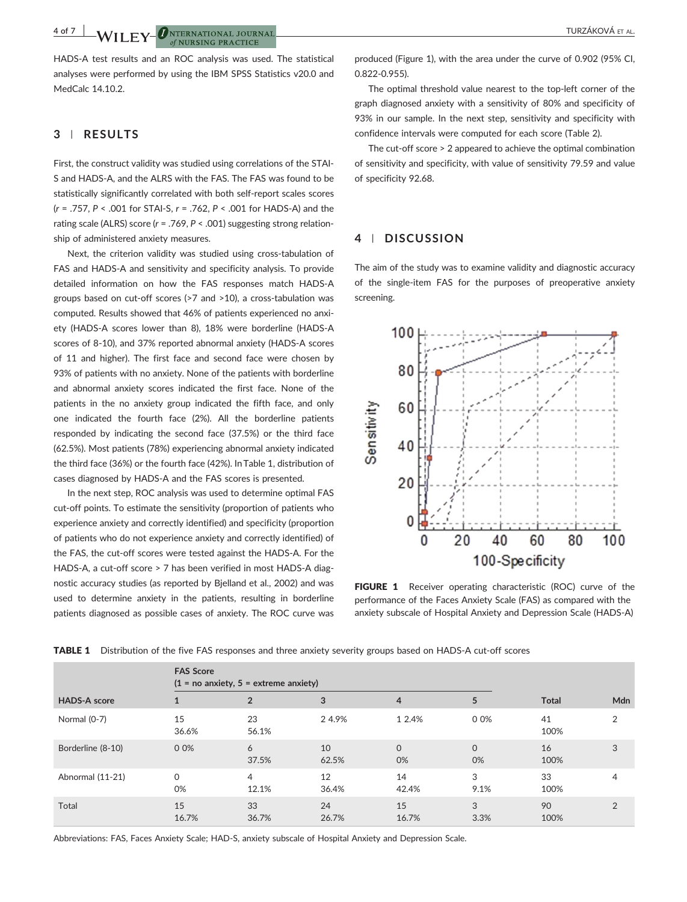HADS-A test results and an ROC analysis was used. The statistical analyses were performed by using the IBM SPSS Statistics v20.0 and MedCalc 14.10.2.

## 3 | RESULTS

First, the construct validity was studied using correlations of the STAI-S and HADS-A, and the ALRS with the FAS. The FAS was found to be statistically significantly correlated with both self-report scales scores (*r* = .757, *P* < .001 for STAI-S, *r* = .762, *P* < .001 for HADS-A) and the rating scale (ALRS) score (*r* = .769, *P* < .001) suggesting strong relationship of administered anxiety measures.

Next, the criterion validity was studied using cross-tabulation of FAS and HADS-A and sensitivity and specificity analysis. To provide detailed information on how the FAS responses match HADS-A groups based on cut-off scores (>7 and >10), a cross-tabulation was computed. Results showed that 46% of patients experienced no anxiety (HADS-A scores lower than 8), 18% were borderline (HADS-A scores of 8-10), and 37% reported abnormal anxiety (HADS-A scores of 11 and higher). The first face and second face were chosen by 93% of patients with no anxiety. None of the patients with borderline and abnormal anxiety scores indicated the first face. None of the patients in the no anxiety group indicated the fifth face, and only one indicated the fourth face (2%). All the borderline patients responded by indicating the second face (37.5%) or the third face (62.5%). Most patients (78%) experiencing abnormal anxiety indicated the third face (36%) or the fourth face (42%). In Table 1, distribution of cases diagnosed by HADS-A and the FAS scores is presented.

In the next step, ROC analysis was used to determine optimal FAS cut-off points. To estimate the sensitivity (proportion of patients who experience anxiety and correctly identified) and specificity (proportion of patients who do not experience anxiety and correctly identified) of the FAS, the cut-off scores were tested against the HADS-A. For the HADS-A, a cut-off score > 7 has been verified in most HADS-A diagnostic accuracy studies (as reported by Bjelland et al., 2002) and was used to determine anxiety in the patients, resulting in borderline patients diagnosed as possible cases of anxiety. The ROC curve was produced (Figure 1), with the area under the curve of 0.902 (95% CI, 0.822-0.955).

The optimal threshold value nearest to the top-left corner of the graph diagnosed anxiety with a sensitivity of 80% and specificity of 93% in our sample. In the next step, sensitivity and specificity with confidence intervals were computed for each score (Table 2).

The cut-off score > 2 appeared to achieve the optimal combination of sensitivity and specificity, with value of sensitivity 79.59 and value of specificity 92.68.

## 4 | DISCUSSION

The aim of the study was to examine validity and diagnostic accuracy of the single-item FAS for the purposes of preoperative anxiety screening.

**FIGURE 1** Receiver operating characteristic (ROC) curve of the performance of the Faces Anxiety Scale (FAS) as compared with the anxiety subscale of Hospital Anxiety and Depression Scale (HADS-A)

**TABLE 1** Distribution of the five FAS responses and three anxiety severity groups based on HADS-A cut-off scores

| | FAS Score (1 = no anxiety, 5 = extreme anxiety) | | | | | | |
|---|---|---|---|---|---|---|---|
| HADS-A score | 1 | 2 | 3 | 4 | 5 | Total | Mdn |
| Normal (0-7) | 15 36.6% | 23 56.1% | 2 4.9% | 1 2.4% | 0 0% | 41 100% | 2 |
| Borderline (8-10) | 0 0% | 6 37.5% | 10 62.5% | 0 0% | 0 0% | 16 100% | 3 |
| Abnormal (11-21) | 0 0% | 4 12.1% | 12 36.4% | 14 42.4% | 3 9.1% | 33 100% | 4 |
| Total | 15 16.7% | 33 36.7% | 24 26.7% | 15 16.7% | 3 3.3% | 90 100% | 2 |

Abbreviations: FAS, Faces Anxiety Scale; HAD-S, anxiety subscale of Hospital Anxiety and Depression Scale.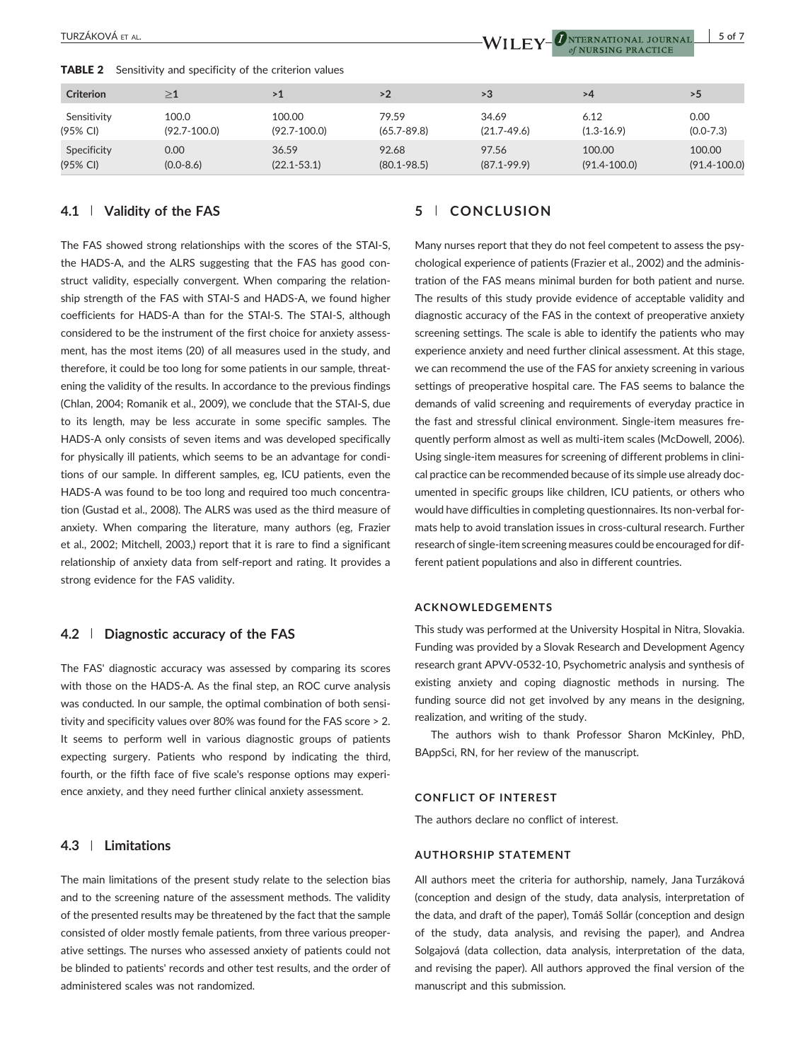**TABLE 2** Sensitivity and specificity of the criterion values

| Criterion | ≥1 | >1 | >2 | >3 | >4 | >5 |
|---|---|---|---|---|---|---|
| Sensitivity (95% CI) | 100.0 (92.7-100.0) | 100.00 (92.7-100.0) | 79.59 (65.7-89.8) | 34.69 (21.7-49.6) | 6.12 (1.3-16.9) | 0.00 (0.0-7.3) |
| Specificity (95% CI) | 0.00 (0.0-8.6) | 36.59 (22.1-53.1) | 92.68 (80.1-98.5) | 97.56 (87.1-99.9) | 100.00 (91.4-100.0) | 100.00 (91.4-100.0) |

### 4.1 | Validity of the FAS

The FAS showed strong relationships with the scores of the STAI-S, the HADS-A, and the ALRS suggesting that the FAS has good construct validity, especially convergent. When comparing the relationship strength of the FAS with STAI-S and HADS-A, we found higher coefficients for HADS-A than for the STAI-S. The STAI-S, although considered to be the instrument of the first choice for anxiety assessment, has the most items (20) of all measures used in the study, and therefore, it could be too long for some patients in our sample, threatening the validity of the results. In accordance to the previous findings (Chlan, 2004; Romanik et al., 2009), we conclude that the STAI-S, due to its length, may be less accurate in some specific samples. The HADS-A only consists of seven items and was developed specifically for physically ill patients, which seems to be an advantage for conditions of our sample. In different samples, eg, ICU patients, even the HADS-A was found to be too long and required too much concentration (Gustad et al., 2008). The ALRS was used as the third measure of anxiety. When comparing the literature, many authors (eg, Frazier et al., 2002; Mitchell, 2003,) report that it is rare to find a significant relationship of anxiety data from self-report and rating. It provides a strong evidence for the FAS validity.

### 4.2 | Diagnostic accuracy of the FAS

The FAS' diagnostic accuracy was assessed by comparing its scores with those on the HADS-A. As the final step, an ROC curve analysis was conducted. In our sample, the optimal combination of both sensitivity and specificity values over 80% was found for the FAS score > 2. It seems to perform well in various diagnostic groups of patients expecting surgery. Patients who respond by indicating the third, fourth, or the fifth face of five scale's response options may experience anxiety, and they need further clinical anxiety assessment.

### 4.3 | Limitations

The main limitations of the present study relate to the selection bias and to the screening nature of the assessment methods. The validity of the presented results may be threatened by the fact that the sample consisted of older mostly female patients, from three various preoperative settings. The nurses who assessed anxiety of patients could not be blinded to patients' records and other test results, and the order of administered scales was not randomized.

## 5 | CONCLUSION

Many nurses report that they do not feel competent to assess the psychological experience of patients (Frazier et al., 2002) and the administration of the FAS means minimal burden for both patient and nurse. The results of this study provide evidence of acceptable validity and diagnostic accuracy of the FAS in the context of preoperative anxiety screening settings. The scale is able to identify the patients who may experience anxiety and need further clinical assessment. At this stage, we can recommend the use of the FAS for anxiety screening in various settings of preoperative hospital care. The FAS seems to balance the demands of valid screening and requirements of everyday practice in the fast and stressful clinical environment. Single-item measures frequently perform almost as well as multi-item scales (McDowell, 2006). Using single-item measures for screening of different problems in clinical practice can be recommended because of its simple use already documented in specific groups like children, ICU patients, or others who would have difficulties in completing questionnaires. Its non-verbal formats help to avoid translation issues in cross-cultural research. Further research of single-item screening measures could be encouraged for different patient populations and also in different countries.

#### ACKNOWLEDGEMENTS

This study was performed at the University Hospital in Nitra, Slovakia. Funding was provided by a Slovak Research and Development Agency research grant APVV-0532-10, Psychometric analysis and synthesis of existing anxiety and coping diagnostic methods in nursing. The funding source did not get involved by any means in the designing, realization, and writing of the study.

The authors wish to thank Professor Sharon McKinley, PhD, BAppSci, RN, for her review of the manuscript.

#### CONFLICT OF INTEREST

The authors declare no conflict of interest.

#### AUTHORSHIP STATEMENT

All authors meet the criteria for authorship, namely, Jana Turzáková (conception and design of the study, data analysis, interpretation of the data, and draft of the paper), Tomáš Sollár (conception and design of the study, data analysis, and revising the paper), and Andrea Solgajová (data collection, data analysis, interpretation of the data, and revising the paper). All authors approved the final version of the manuscript and this submission.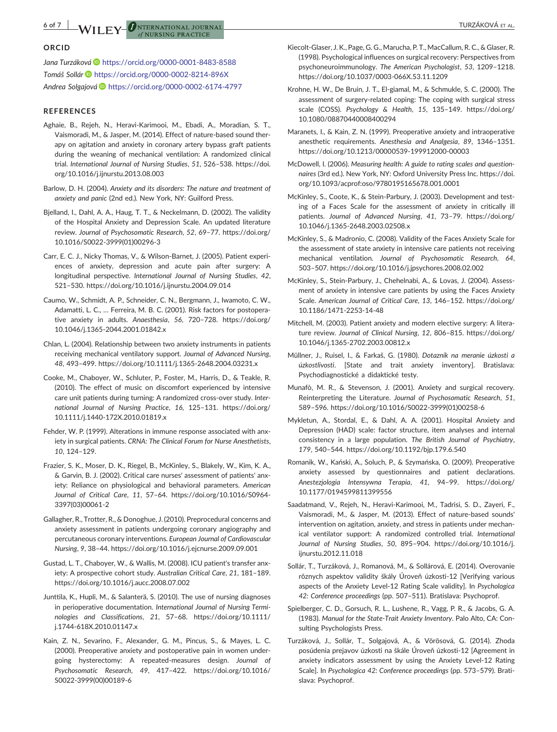## ORCID

*Jana Turzáková* https://orcid.org/0000-0001-8483-8588
*Tomáš Sollár* https://orcid.org/0000-0002-8214-896X
*Andrea Solgajová* https://orcid.org/0000-0002-6174-4797

## REFERENCES

Aghaie, B., Rejeh, N., Heravi-Karimooi, M., Ebadi, A., Moradian, S. T., Vaismoradi, M., & Jasper, M. (2014). Effect of nature-based sound therapy on agitation and anxiety in coronary artery bypass graft patients during the weaning of mechanical ventilation: A randomised clinical trial. *International Journal of Nursing Studies*, *51*, 526–538. https://doi.org/10.1016/j.ijnurstu.2013.08.003

Barlow, D. H. (2004). *Anxiety and its disorders: The nature and treatment of anxiety and panic* (2nd ed.). New York, NY: Guilford Press.

Bjelland, I., Dahl, A. A., Haug, T. T., & Neckelmann, D. (2002). The validity of the Hospital Anxiety and Depression Scale. An updated literature review. *Journal of Psychosomatic Research*, *52*, 69–77. https://doi.org/10.1016/S0022-3999(01)00296-3

Carr, E. C. J., Nicky Thomas, V., & Wilson-Barnet, J. (2005). Patient experiences of anxiety, depression and acute pain after surgery: A longitudinal perspective. *International Journal of Nursing Studies*, *42*, 521–530. https://doi.org/10.1016/j.ijnurstu.2004.09.014

Caumo, W., Schmidt, A. P., Schneider, C. N., Bergmann, J., Iwamoto, C. W., Adamatti, L. C., … Ferreira, M. B. C. (2001). Risk factors for postoperative anxiety in adults. *Anaesthesia*, *56*, 720–728. https://doi.org/10.1046/j.1365-2044.2001.01842.x

Chlan, L. (2004). Relationship between two anxiety instruments in patients receiving mechanical ventilatory support. *Journal of Advanced Nursing*, *48*, 493–499. https://doi.org/10.1111/j.1365-2648.2004.03231.x

Cooke, M., Chaboyer, W., Schluter, P., Foster, M., Harris, D., & Teakle, R. (2010). The effect of music on discomfort experienced by intensive care unit patients during turning: A randomized cross-over study. *International Journal of Nursing Practice*, *16*, 125–131. https://doi.org/10.1111/j.1440-172X.2010.01819.x

Fehder, W. P. (1999). Alterations in immune response associated with anxiety in surgical patients. *CRNA: The Clinical Forum for Nurse Anesthetists*, *10*, 124–129.

Frazier, S. K., Moser, D. K., Riegel, B., McKinley, S., Blakely, W., Kim, K. A., & Garvin, B. J. (2002). Critical care nurses' assessment of patients' anxiety: Reliance on physiological and behavioral parameters. *American Journal of Critical Care*, *11*, 57–64. https://doi.org/10.1016/S0964-3397(03)00061-2

Gallagher, R., Trotter, R., & Donoghue, J. (2010). Preprocedural concerns and anxiety assessment in patients undergoing coronary angiography and percutaneous coronary interventions. *European Journal of Cardiovascular Nursing*, *9*, 38–44. https://doi.org/10.1016/j.ejcnurse.2009.09.001

Gustad, L. T., Chaboyer, W., & Wallis, M. (2008). ICU patient's transfer anxiety: A prospective cohort study. *Australian Critical Care*, *21*, 181–189. https://doi.org/10.1016/j.aucc.2008.07.002

Junttila, K., Hupli, M., & Salanterä, S. (2010). The use of nursing diagnoses in perioperative documentation. *International Journal of Nursing Terminologies and Classifications*, *21*, 57–68. https://doi.org/10.1111/j.1744-618X.2010.01147.x

Kain, Z. N., Sevarino, F., Alexander, G. M., Pincus, S., & Mayes, L. C. (2000). Preoperative anxiety and postoperative pain in women undergoing hysterectomy: A repeated-measures design. *Journal of Psychosomatic Research*, *49*, 417–422. https://doi.org/10.1016/S0022-3999(00)00189-6

Kiecolt-Glaser, J. K., Page, G. G., Marucha, P. T., MacCallum, R. C., & Glaser, R. (1998). Psychological influences on surgical recovery: Perspectives from psychoneuroimmunology. *The American Psychologist*, *53*, 1209–1218. https://doi.org/10.1037/0003-066X.53.11.1209

Krohne, H. W., De Bruin, J. T., El-giamal, M., & Schmukle, S. C. (2000). The assessment of surgery-related coping: The coping with surgical stress scale (COSS). *Psychology & Health*, *15*, 135–149. https://doi.org/10.1080/08870440008400294

Maranets, I., & Kain, Z. N. (1999). Preoperative anxiety and intraoperative anesthetic requirements. *Anesthesia and Analgesia*, *89*, 1346–1351. https://doi.org/10.1213/00000539-199912000-00003

McDowell, I. (2006). *Measuring health: A guide to rating scales and questionnaires* (3rd ed.). New York, NY: Oxford University Press Inc. https://doi.org/10.1093/acprof:oso/9780195165678.001.0001

McKinley, S., Coote, K., & Stein-Parbury, J. (2003). Development and testing of a Faces Scale for the assessment of anxiety in critically ill patients. *Journal of Advanced Nursing*, *41*, 73–79. https://doi.org/10.1046/j.1365-2648.2003.02508.x

McKinley, S., & Madronio, C. (2008). Validity of the Faces Anxiety Scale for the assessment of state anxiety in intensive care patients not receiving mechanical ventilation. *Journal of Psychosomatic Research*, *64*, 503–507. https://doi.org/10.1016/j.jpsychores.2008.02.002

McKinley, S., Stein-Parbury, J., Chehelnabi, A., & Lovas, J. (2004). Assessment of anxiety in intensive care patients by using the Faces Anxiety Scale. *American Journal of Critical Care*, *13*, 146–152. https://doi.org/10.1186/1471-2253-14-48

Mitchell, M. (2003). Patient anxiety and modern elective surgery: A literature review. *Journal of Clinical Nursing*, *12*, 806–815. https://doi.org/10.1046/j.1365-2702.2003.00812.x

Müllner, J., Ruisel, I., & Farkaš, G. (1980). *Dotazník na meranie úzkosti a úzkostlivosti*. [State and trait anxiety inventory]. Bratislava: Psychodiagnostické a didaktické testy.

Munafò, M. R., & Stevenson, J. (2001). Anxiety and surgical recovery. Reinterpreting the Literature. *Journal of Psychosomatic Research*, *51*, 589–596. https://doi.org/10.1016/S0022-3999(01)00258-6

Mykletun, A., Stordal, E., & Dahl, A. A. (2001). Hospital Anxiety and Depression (HAD) scale: factor structure, item analyses and internal consistency in a large population. *The British Journal of Psychiatry*, *179*, 540–544. https://doi.org/10.1192/bjp.179.6.540

Romanik, W., Kański, A., Soluch, P., & Szymańska, O. (2009). Preoperative anxiety assessed by questionnaires and patient declarations. *Anestezjologia Intensywna Terapia*, *41*, 94–99. https://doi.org/10.1177/0194599811399556

Saadatmand, V., Rejeh, N., Heravi-Karimooi, M., Tadrisi, S. D., Zayeri, F., Vaismoradi, M., & Jasper, M. (2013). Effect of nature-based sounds' intervention on agitation, anxiety, and stress in patients under mechanical ventilator support: A randomized controlled trial. *International Journal of Nursing Studies*, *50*, 895–904. https://doi.org/10.1016/j.ijnurstu.2012.11.018

Sollár, T., Turzáková, J., Romanová, M., & Sollárová, E. (2014). Overovanie rôznych aspektov validity škály Úroveň úzkosti-12 [Verifying various aspects of the Anxiety Level-12 Rating Scale validity]. In *Psychologica 42: Conference proceedings* (pp. 507–511). Bratislava: Psychoprof.

Spielberger, C. D., Gorsuch, R. L., Lushene, R., Vagg, P. R., & Jacobs, G. A. (1983). *Manual for the State-Trait Anxiety Inventory*. Palo Alto, CA: Consulting Psychologists Press.

Turzáková, J., Sollár, T., Solgajová, A., & Vörösová, G. (2014). Zhoda posúdenia prejavov úzkosti na škále Úroveň úzkosti-12 [Agreement in anxiety indicators assessment by using the Anxiety Level-12 Rating Scale]. In *Psychologica 42: Conference proceedings* (pp. 573–579). Bratislava: Psychoprof.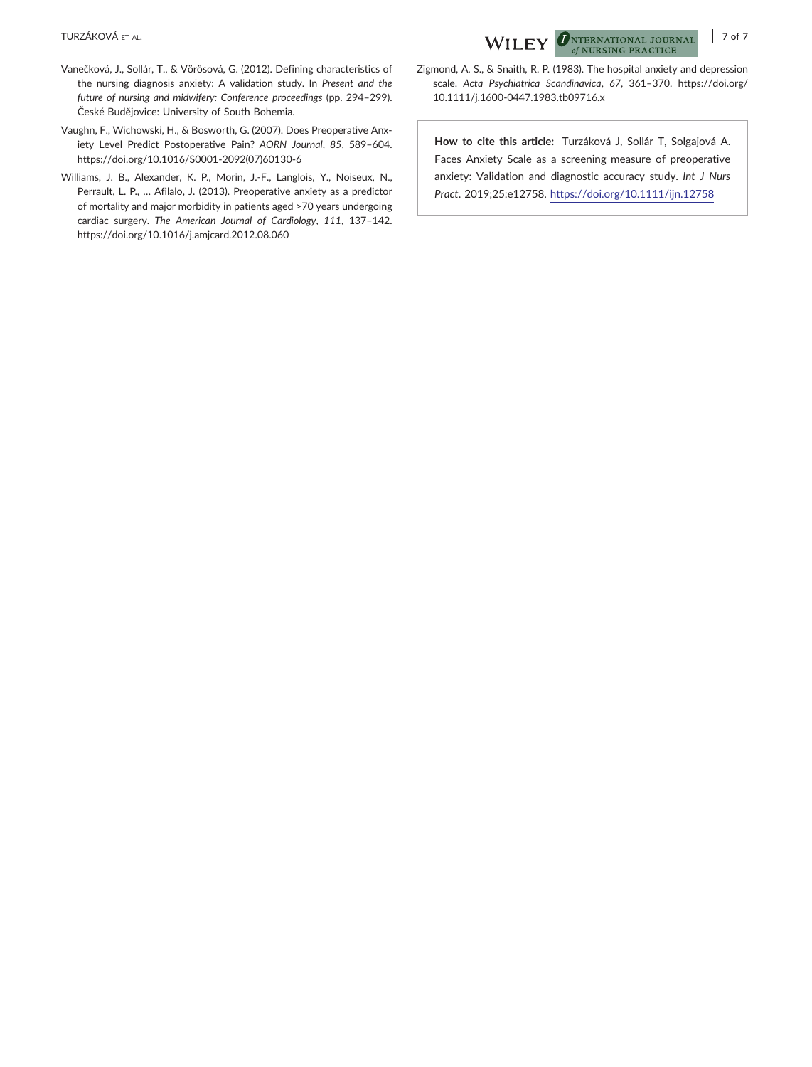Vanečková, J., Sollár, T., & Vörösová, G. (2012). Defining characteristics of the nursing diagnosis anxiety: A validation study. In *Present and the future of nursing and midwifery: Conference proceedings* (pp. 294–299). České Budějovice: University of South Bohemia.

Vaughn, F., Wichowski, H., & Bosworth, G. (2007). Does Preoperative Anxiety Level Predict Postoperative Pain? *AORN Journal*, *85*, 589–604. https://doi.org/10.1016/S0001-2092(07)60130-6

Williams, J. B., Alexander, K. P., Morin, J.-F., Langlois, Y., Noiseux, N., Perrault, L. P., … Afilalo, J. (2013). Preoperative anxiety as a predictor of mortality and major morbidity in patients aged >70 years undergoing cardiac surgery. *The American Journal of Cardiology*, *111*, 137–142. https://doi.org/10.1016/j.amjcard.2012.08.060

Zigmond, A. S., & Snaith, R. P. (1983). The hospital anxiety and depression scale. *Acta Psychiatrica Scandinavica*, *67*, 361–370. https://doi.org/10.1111/j.1600-0447.1983.tb09716.x

**How to cite this article:** Turzáková J, Sollár T, Solgajová A. Faces Anxiety Scale as a screening measure of preoperative anxiety: Validation and diagnostic accuracy study. *Int J Nurs Pract*. 2019;25:e12758. https://doi.org/10.1111/ijn.12758